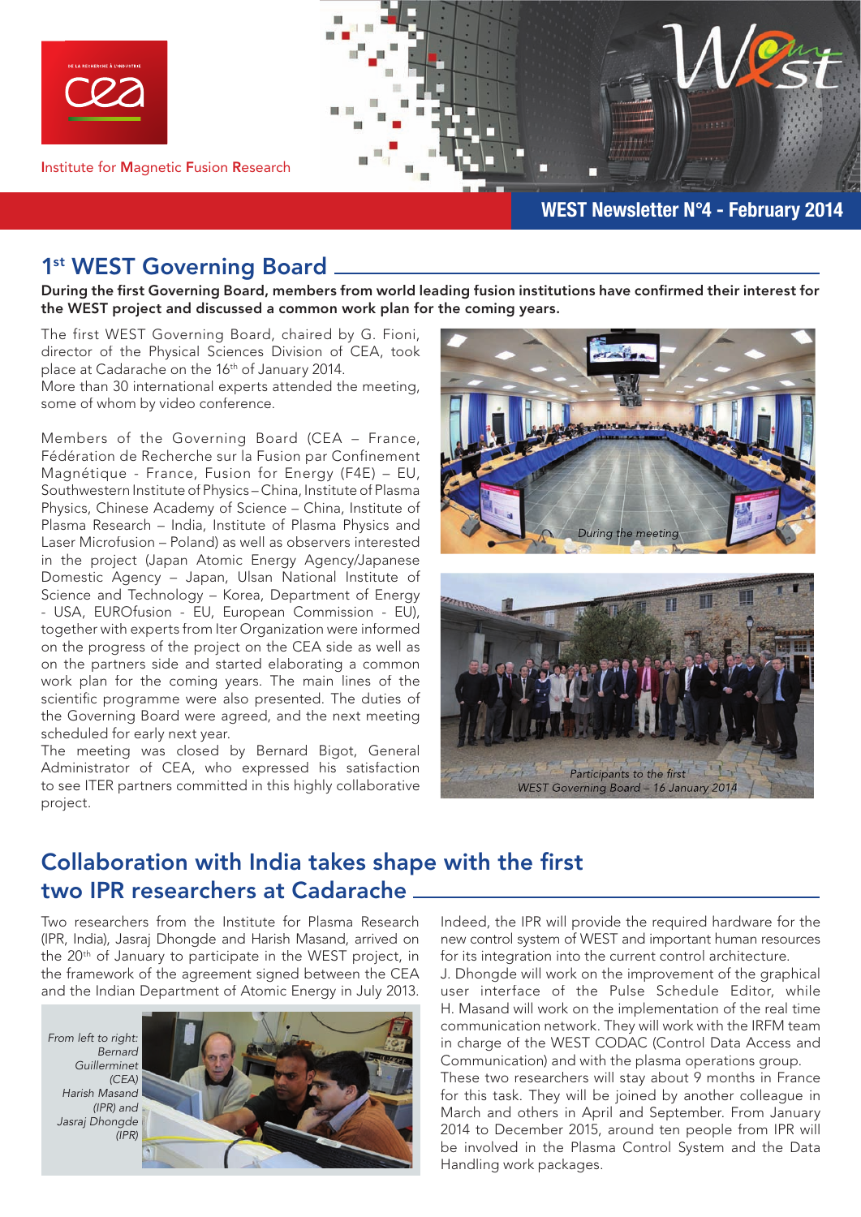Institute for Magnetic Fusion Research

WEST Newsletter N°4 - February 2014

# 1st WEST Governing Board

**During the first Governing Board, members from world leading fusion institutions have confirmed their interest for the WEST project and discussed a common work plan for the coming years.**

The first WEST Governing Board, chaired by G. Fioni, director of the Physical Sciences Division of CEA, took place at Cadarache on the 16th of January 2014.
More than 30 international experts attended the meeting, some of whom by video conference.

Members of the Governing Board (CEA – France, Fédération de Recherche sur la Fusion par Confinement Magnétique - France, Fusion for Energy (F4E) – EU, Southwestern Institute of Physics – China, Institute of Plasma Physics, Chinese Academy of Science – China, Institute of Plasma Research – India, Institute of Plasma Physics and Laser Microfusion – Poland) as well as observers interested in the project (Japan Atomic Energy Agency/Japanese Domestic Agency – Japan, Ulsan National Institute of Science and Technology – Korea, Department of Energy - USA, EUROfusion - EU, European Commission - EU), together with experts from Iter Organization were informed on the progress of the project on the CEA side as well as on the partners side and started elaborating a common work plan for the coming years. The main lines of the scientific programme were also presented. The duties of the Governing Board were agreed, and the next meeting scheduled for early next year.
The meeting was closed by Bernard Bigot, General Administrator of CEA, who expressed his satisfaction to see ITER partners committed in this highly collaborative project.

*During the meeting*

*Participants to the first WEST Governing Board – 16 January 2014*

# Collaboration with India takes shape with the first two IPR researchers at Cadarache

Two researchers from the Institute for Plasma Research (IPR, India), Jasraj Dhongde and Harish Masand, arrived on the 20th of January 2014 to participate in the WEST project, in the framework of the agreement signed between the CEA and the Indian Department of Atomic Energy in July 2013.

*From left to right: Bernard Guillerminet (CEA) Harish Masand (IPR) and Jasraj Dhongde (IPR)*

Indeed, the IPR will provide the required hardware for the new control system of WEST and important human resources for its integration into the current control architecture.
J. Dhongde will work on the improvement of the graphical user interface of the Pulse Schedule Editor, while H. Masand will work on the implementation of the real time communication network. They will work with the IRFM team in charge of the WEST CODAC (Control Data Access and Communication) and with the plasma operations group.
These two researchers will stay about 9 months in France for this task. They will be joined by another colleague in March and others in April and September. From January 2014 to December 2015, around ten people from IPR will be involved in the Plasma Control System and the Data Handling work packages.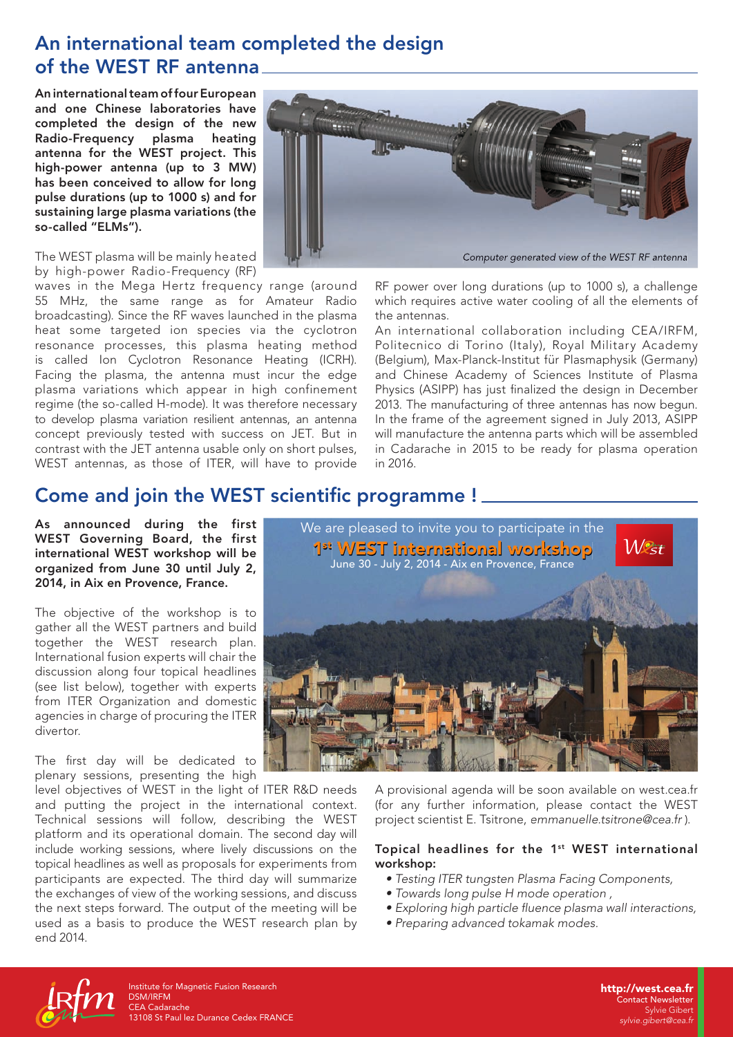## An international team completed the design of the WEST RF antenna

**An international team of four European and one Chinese laboratories have completed the design of the new Radio-Frequency plasma heating antenna for the WEST project. This high-power antenna (up to 3 MW) has been conceived to allow for long pulse durations (up to 1000 s) and for sustaining large plasma variations (the so-called "ELMs").**

*Computer generated view of the WEST RF antenna*

The WEST plasma will be mainly heated by high-power Radio-Frequency (RF) waves in the Mega Hertz frequency range (around 55 MHz, the same range as for Amateur Radio broadcasting). Since the RF waves launched in the plasma heat some targeted ion species via the cyclotron resonance processes, this plasma heating method is called Ion Cyclotron Resonance Heating (ICRH). Facing the plasma, the antenna must incur the edge plasma variations which appear in high confinement regime (the so-called H-mode). It was therefore necessary to develop plasma variation resilient antennas, an antenna concept previously tested with success on JET. But in contrast with the JET antenna usable only on short pulses, WEST antennas, as those of ITER, will have to provide RF power over long durations (up to 1000 s), a challenge which requires active water cooling of all the elements of the antennas.

An international collaboration including CEA/IRFM, Politecnico di Torino (Italy), Royal Military Academy (Belgium), Max-Planck-Institut für Plasmaphysik (Germany) and Chinese Academy of Sciences Institute of Plasma Physics (ASIPP) has just finalized the design in December 2013. The manufacturing of three antennas has now begun. In the frame of the agreement signed in July 2013, ASIPP will manufacture the antenna parts which will be assembled in Cadarache in 2015 to be ready for plasma operation in 2016.

## Come and join the WEST scientific programme !

**As announced during the first WEST Governing Board, the first international WEST workshop will be organized from June 30 until July 2, 2014, in Aix en Provence, France.**

We are pleased to invite you to participate in the
1st WEST international workshop
June 30 - July 2, 2014 - Aix en Provence, France

The objective of the workshop is to gather all the WEST partners and build together the WEST research plan. International fusion experts will chair the discussion along four topical headlines (see list below), together with experts from ITER Organization and domestic agencies in charge of procuring the ITER divertor.

The first day will be dedicated to plenary sessions, presenting the high level objectives of WEST in the light of ITER R&D needs and putting the project in the international context. Technical sessions will follow, describing the WEST platform and its operational domain. The second day will include working sessions, where lively discussions on the topical headlines as well as proposals for experiments from participants are expected. The third day will summarize the exchanges of view of the working sessions, and discuss the next steps forward. The output of the meeting will be used as a basis to produce the WEST research plan by end 2014.

A provisional agenda will be soon available on west.cea.fr (for any further information, please contact the WEST project scientist E. Tsitrone, *emmanuelle.tsitrone@cea.fr* ).

**Topical headlines for the 1st WEST international workshop:**

- *Testing ITER tungsten Plasma Facing Components,*
- *Towards long pulse H mode operation ,*
- *Exploring high particle fluence plasma wall interactions,*
- *Preparing advanced tokamak modes.*

Institute for Magnetic Fusion Research
DSM/IRFM
CEA Cadarache
13108 St Paul lez Durance Cedex FRANCE

**http://west.cea.fr**
Contact Newsletter
Sylvie Gibert
*sylvie.gibert@cea.fr*